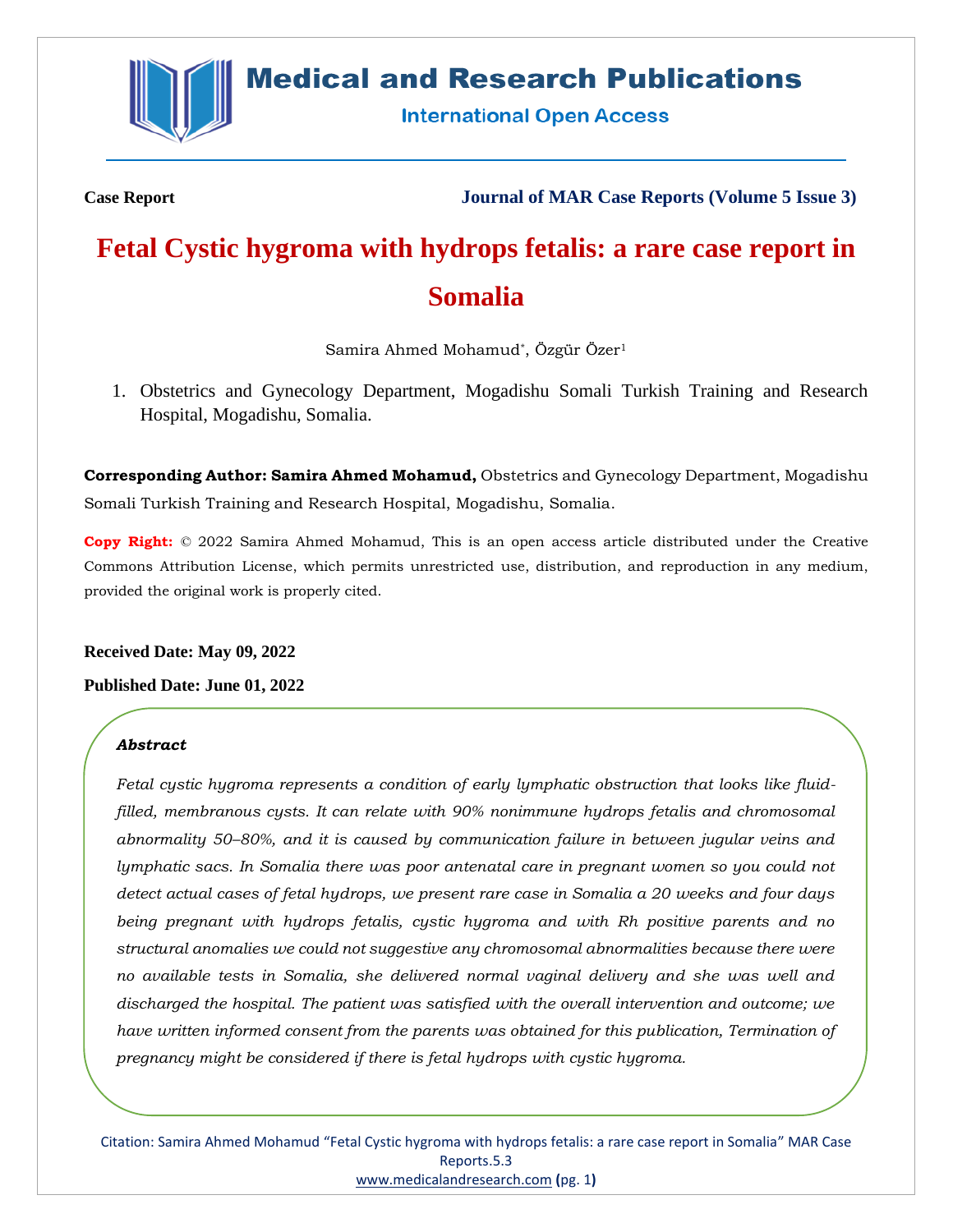Case Report

Journal of MAR Case Reports (Volume 5 Issue 3)

# Fetal Cystic hygroma with hydrops fetalis: a rare case report in Somalia

Samira Ahmed Mohamud*, Özgür Özer[1]

1. Obstetrics and Gynecology Department, Mogadishu Somali Turkish Training and Research Hospital, Mogadishu, Somalia.

**Corresponding Author: Samira Ahmed Mohamud,** Obstetrics and Gynecology Department, Mogadishu Somali Turkish Training and Research Hospital, Mogadishu, Somalia.

**Copy Right:** © 2022 Samira Ahmed Mohamud, This is an open access article distributed under the Creative Commons Attribution License, which permits unrestricted use, distribution, and reproduction in any medium, provided the original work is properly cited.

**Received Date: May 09, 2022**

**Published Date: June 01, 2022**

***Abstract***

*Fetal cystic hygroma represents a condition of early lymphatic obstruction that looks like fluid-filled, membranous cysts. It can relate with 90% nonimmune hydrops fetalis and chromosomal abnormality 50–80%, and it is caused by communication failure in between jugular veins and lymphatic sacs. In Somalia there was poor antenatal care in pregnant women so you could not detect actual cases of fetal hydrops, we present rare case in Somalia a 20 weeks and four days being pregnant with hydrops fetalis, cystic hygroma and with Rh positive parents and no structural anomalies we could not suggestive any chromosomal abnormalities because there were no available tests in Somalia, she delivered normal vaginal delivery and she was well and discharged the hospital. The patient was satisfied with the overall intervention and outcome; we have written informed consent from the parents was obtained for this publication, Termination of pregnancy might be considered if there is fetal hydrops with cystic hygroma.*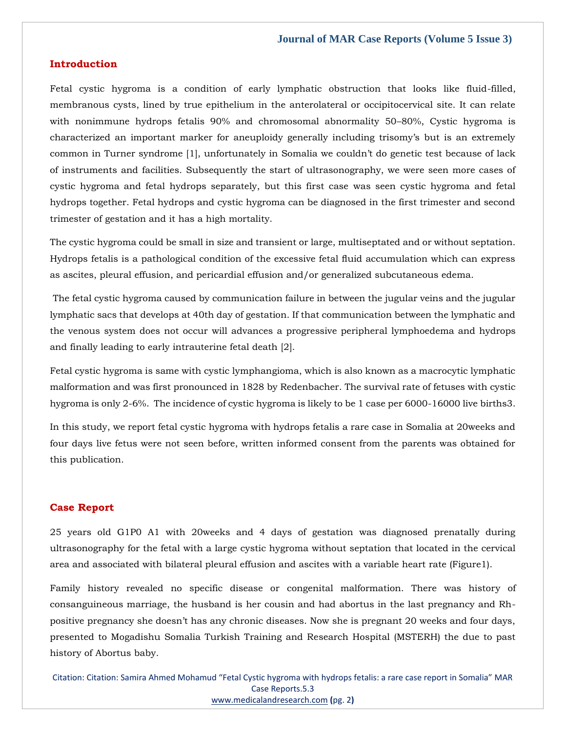## Introduction

Fetal cystic hygroma is a condition of early lymphatic obstruction that looks like fluid-filled, membranous cysts, lined by true epithelium in the anterolateral or occipitocervical site. It can relate with nonimmune hydrops fetalis 90% and chromosomal abnormality 50–80%, Cystic hygroma is characterized an important marker for aneuploidy generally including trisomy's but is an extremely common in Turner syndrome [1], unfortunately in Somalia we couldn't do genetic test because of lack of instruments and facilities. Subsequently the start of ultrasonography, we were seen more cases of cystic hygroma and fetal hydrops separately, but this first case was seen cystic hygroma and fetal hydrops together. Fetal hydrops and cystic hygroma can be diagnosed in the first trimester and second trimester of gestation and it has a high mortality.

The cystic hygroma could be small in size and transient or large, multiseptated and or without septation. Hydrops fetalis is a pathological condition of the excessive fetal fluid accumulation which can express as ascites, pleural effusion, and pericardial effusion and/or generalized subcutaneous edema.

The fetal cystic hygroma caused by communication failure in between the jugular veins and the jugular lymphatic sacs that develops at 40th day of gestation. If that communication between the lymphatic and the venous system does not occur will advances a progressive peripheral lymphoedema and hydrops and finally leading to early intrauterine fetal death [2].

Fetal cystic hygroma is same with cystic lymphangioma, which is also known as a macrocytic lymphatic malformation and was first pronounced in 1828 by Redenbacher. The survival rate of fetuses with cystic hygroma is only 2-6%. The incidence of cystic hygroma is likely to be 1 case per 6000-16000 live births3.

In this study, we report fetal cystic hygroma with hydrops fetalis a rare case in Somalia at 20weeks and four days live fetus were not seen before, written informed consent from the parents was obtained for this publication.

## Case Report

25 years old G1P0 A1 with 20weeks and 4 days of gestation was diagnosed prenatally during ultrasonography for the fetal with a large cystic hygroma without septation that located in the cervical area and associated with bilateral pleural effusion and ascites with a variable heart rate (Figure1).

Family history revealed no specific disease or congenital malformation. There was history of consanguineous marriage, the husband is her cousin and had abortus in the last pregnancy and Rh-positive pregnancy she doesn't has any chronic diseases. Now she is pregnant 20 weeks and four days, presented to Mogadishu Somalia Turkish Training and Research Hospital (MSTERH) the due to past history of Abortus baby.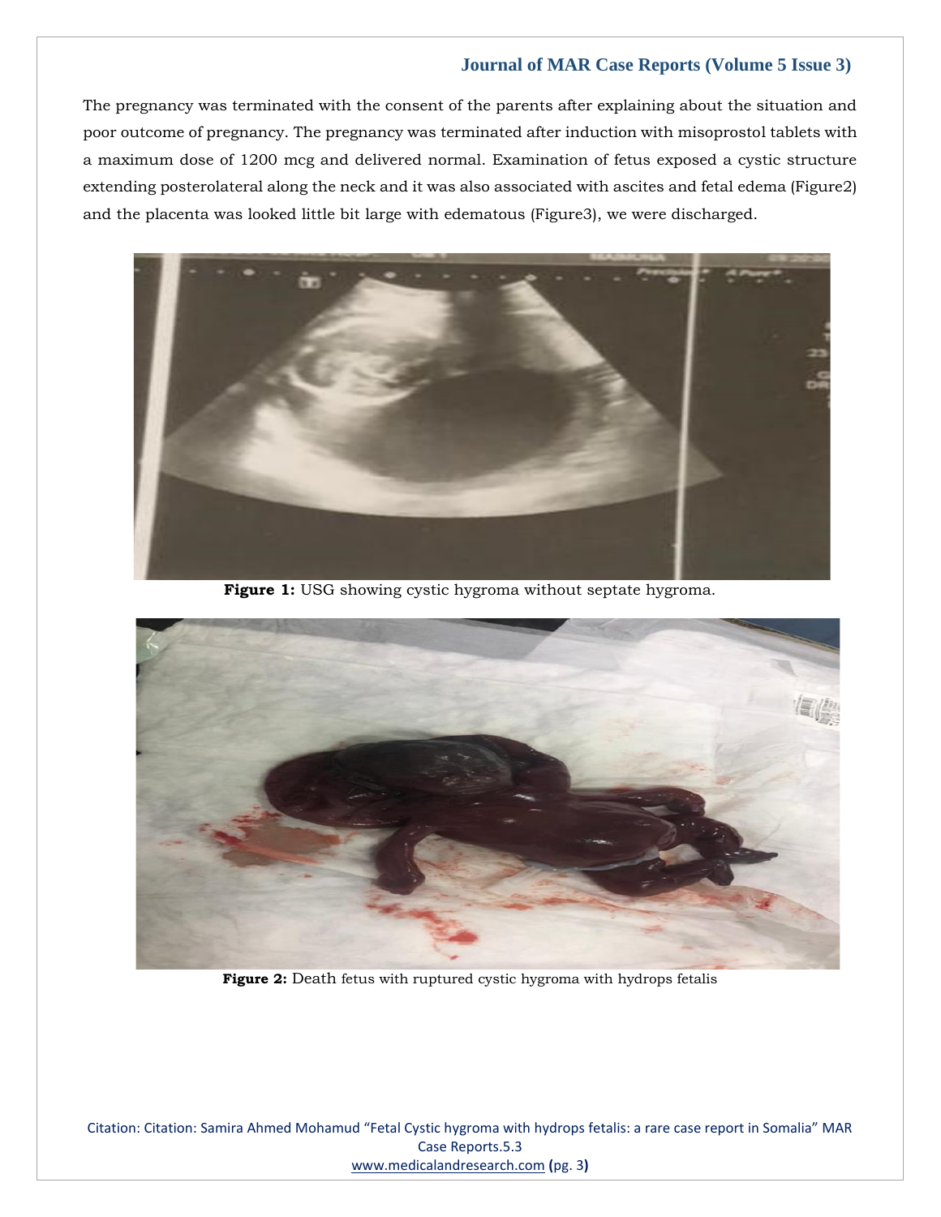The pregnancy was terminated with the consent of the parents after explaining about the situation and poor outcome of pregnancy. The pregnancy was terminated after induction with misoprostol tablets with a maximum dose of 1200 mcg and delivered normal. Examination of fetus exposed a cystic structure extending posterolateral along the neck and it was also associated with ascites and fetal edema (Figure2) and the placenta was looked little bit large with edematous (Figure3), we were discharged.

**Figure 1:** USG showing cystic hygroma without septate hygroma.

**Figure 2:** Death fetus with ruptured cystic hygroma with hydrops fetalis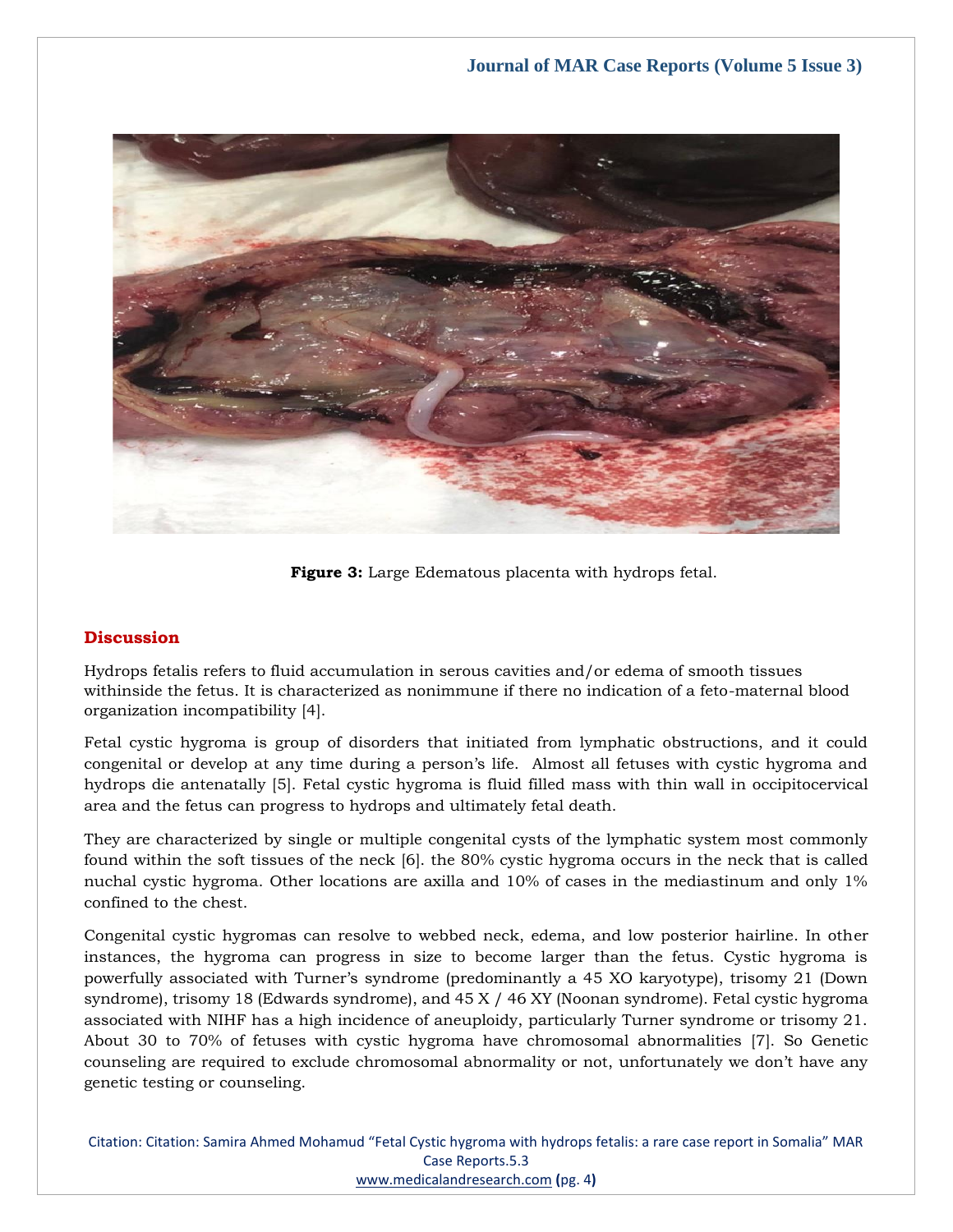**Figure 3:** Large Edematous placenta with hydrops fetal.

## Discussion

Hydrops fetalis refers to fluid accumulation in serous cavities and/or edema of smooth tissues withinside the fetus. It is characterized as nonimmune if there no indication of a feto-maternal blood organization incompatibility [4].

Fetal cystic hygroma is group of disorders that initiated from lymphatic obstructions, and it could congenital or develop at any time during a person's life. Almost all fetuses with cystic hygroma and hydrops die antenatally [5]. Fetal cystic hygroma is fluid filled mass with thin wall in occipitocervical area and the fetus can progress to hydrops and ultimately fetal death.

They are characterized by single or multiple congenital cysts of the lymphatic system most commonly found within the soft tissues of the neck [6]. the 80% cystic hygroma occurs in the neck that is called nuchal cystic hygroma. Other locations are axilla and 10% of cases in the mediastinum and only 1% confined to the chest.

Congenital cystic hygromas can resolve to webbed neck, edema, and low posterior hairline. In other instances, the hygroma can progress in size to become larger than the fetus. Cystic hygroma is powerfully associated with Turner's syndrome (predominantly a 45 XO karyotype), trisomy 21 (Down syndrome), trisomy 18 (Edwards syndrome), and 45 X / 46 XY (Noonan syndrome). Fetal cystic hygroma associated with NIHF has a high incidence of aneuploidy, particularly Turner syndrome or trisomy 21. About 30 to 70% of fetuses with cystic hygroma have chromosomal abnormalities [7]. So Genetic counseling are required to exclude chromosomal abnormality or not, unfortunately we don't have any genetic testing or counseling.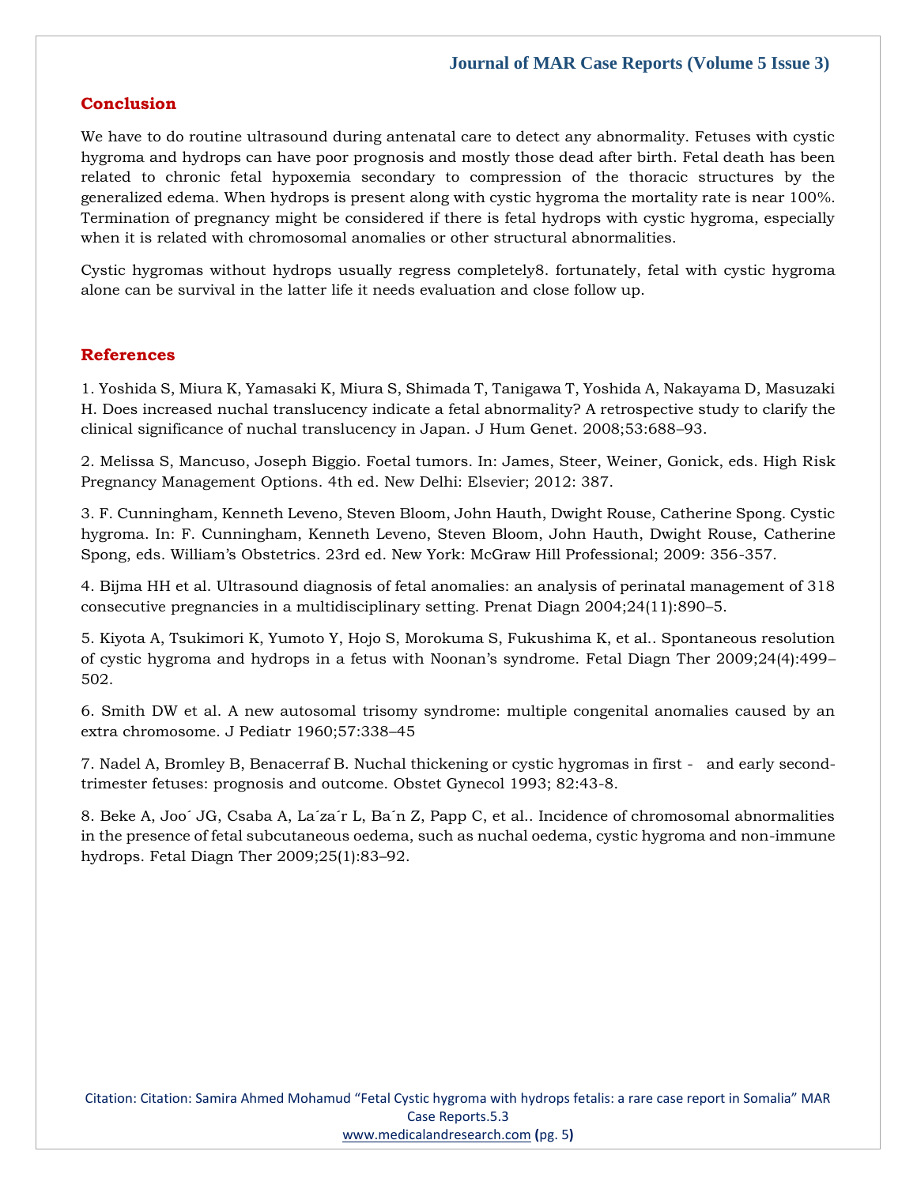## Conclusion

We have to do routine ultrasound during antenatal care to detect any abnormality. Fetuses with cystic hygroma and hydrops can have poor prognosis and mostly those dead after birth. Fetal death has been related to chronic fetal hypoxemia secondary to compression of the thoracic structures by the generalized edema. When hydrops is present along with cystic hygroma the mortality rate is near 100%. Termination of pregnancy might be considered if there is fetal hydrops with cystic hygroma, especially when it is related with chromosomal anomalies or other structural abnormalities.

Cystic hygromas without hydrops usually regress completely[8]. fortunately, fetal with cystic hygroma alone can be survival in the latter life it needs evaluation and close follow up.

## References

1. Yoshida S, Miura K, Yamasaki K, Miura S, Shimada T, Tanigawa T, Yoshida A, Nakayama D, Masuzaki H. Does increased nuchal translucency indicate a fetal abnormality? A retrospective study to clarify the clinical significance of nuchal translucency in Japan. J Hum Genet. 2008;53:688–93.

2. Melissa S, Mancuso, Joseph Biggio. Foetal tumors. In: James, Steer, Weiner, Gonick, eds. High Risk Pregnancy Management Options. 4th ed. New Delhi: Elsevier; 2012: 387.

3. F. Cunningham, Kenneth Leveno, Steven Bloom, John Hauth, Dwight Rouse, Catherine Spong. Cystic hygroma. In: F. Cunningham, Kenneth Leveno, Steven Bloom, John Hauth, Dwight Rouse, Catherine Spong, eds. William's Obstetrics. 23rd ed. New York: McGraw Hill Professional; 2009: 356-357.

4. Bijma HH et al. Ultrasound diagnosis of fetal anomalies: an analysis of perinatal management of 318 consecutive pregnancies in a multidisciplinary setting. Prenat Diagn 2004;24(11):890–5.

5. Kiyota A, Tsukimori K, Yumoto Y, Hojo S, Morokuma S, Fukushima K, et al.. Spontaneous resolution of cystic hygroma and hydrops in a fetus with Noonan's syndrome. Fetal Diagn Ther 2009;24(4):499–502.

6. Smith DW et al. A new autosomal trisomy syndrome: multiple congenital anomalies caused by an extra chromosome. J Pediatr 1960;57:338–45

7. Nadel A, Bromley B, Benacerraf B. Nuchal thickening or cystic hygromas in first - and early second-trimester fetuses: prognosis and outcome. Obstet Gynecol 1993; 82:43-8.

8. Beke A, Joó JG, Csaba A, Lázár L, Bán Z, Papp C, et al.. Incidence of chromosomal abnormalities in the presence of fetal subcutaneous oedema, such as nuchal oedema, cystic hygroma and non-immune hydrops. Fetal Diagn Ther 2009;25(1):83–92.